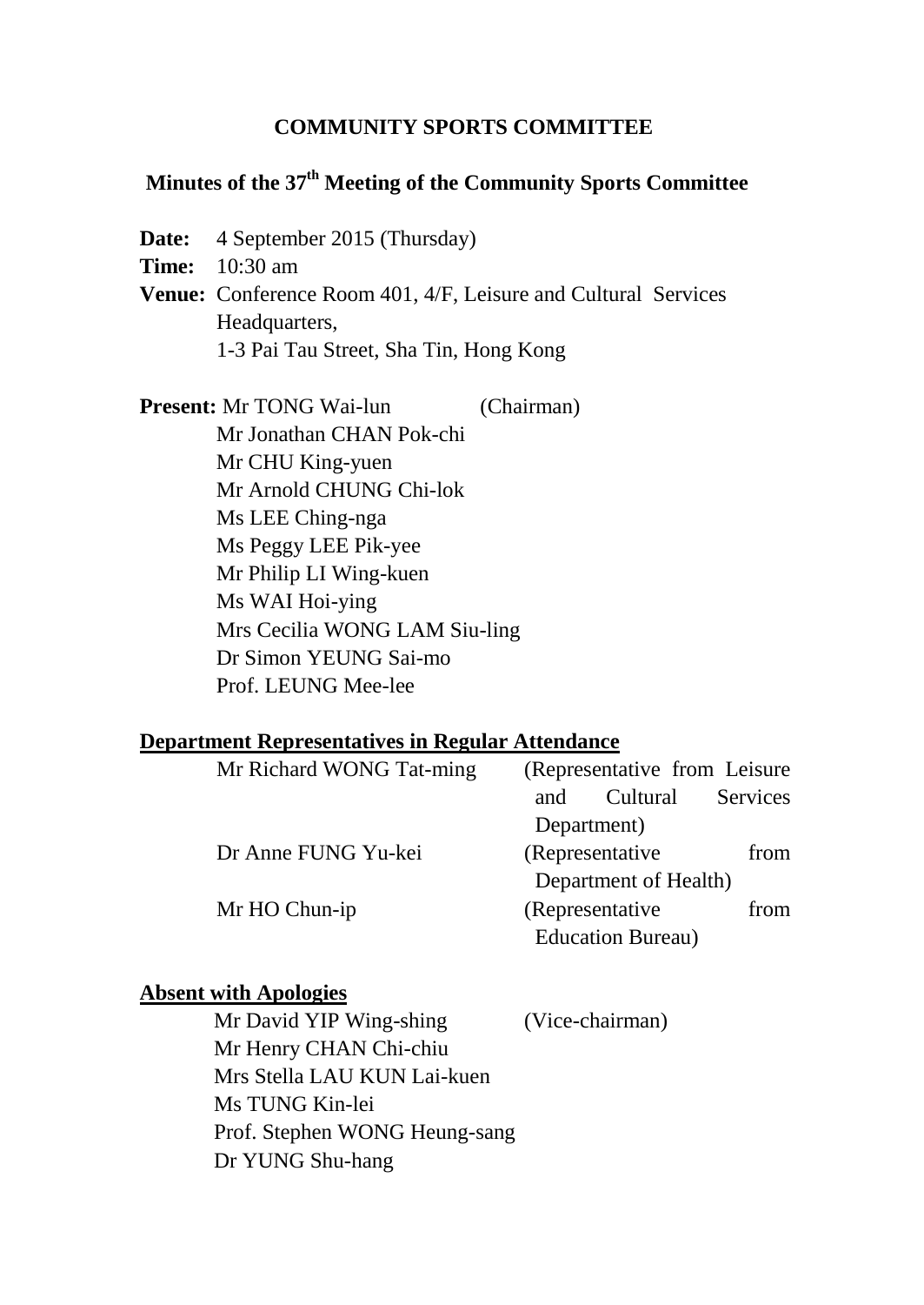# COMMUNITY SPORTS COMMITTEE

## Minutes of the 37th Meeting of the Community Sports Committee

**Date:** 4 September 2015 (Thursday)

**Time:** 10:30 am

**Venue:** Conference Room 401, 4/F, Leisure and Cultural Services Headquarters,
1-3 Pai Tau Street, Sha Tin, Hong Kong

**Present:**

| | |
|---|---|
| Mr TONG Wai-lun | (Chairman) |
| Mr Jonathan CHAN Pok-chi | |
| Mr CHU King-yuen | |
| Mr Arnold CHUNG Chi-lok | |
| Ms LEE Ching-nga | |
| Ms Peggy LEE Pik-yee | |
| Mr Philip LI Wing-kuen | |
| Ms WAI Hoi-ying | |
| Mrs Cecilia WONG LAM Siu-ling | |
| Dr Simon YEUNG Sai-mo | |
| Prof. LEUNG Mee-lee | |

**Department Representatives in Regular Attendance**

| | |
|---|---|
| Mr Richard WONG Tat-ming | (Representative from Leisure and Cultural Services Department) |
| Dr Anne FUNG Yu-kei | (Representative from Department of Health) |
| Mr HO Chun-ip | (Representative from Education Bureau) |

**Absent with Apologies**

| | |
|---|---|
| Mr David YIP Wing-shing | (Vice-chairman) |
| Mr Henry CHAN Chi-chiu | |
| Mrs Stella LAU KUN Lai-kuen | |
| Ms TUNG Kin-lei | |
| Prof. Stephen WONG Heung-sang | |
| Dr YUNG Shu-hang | |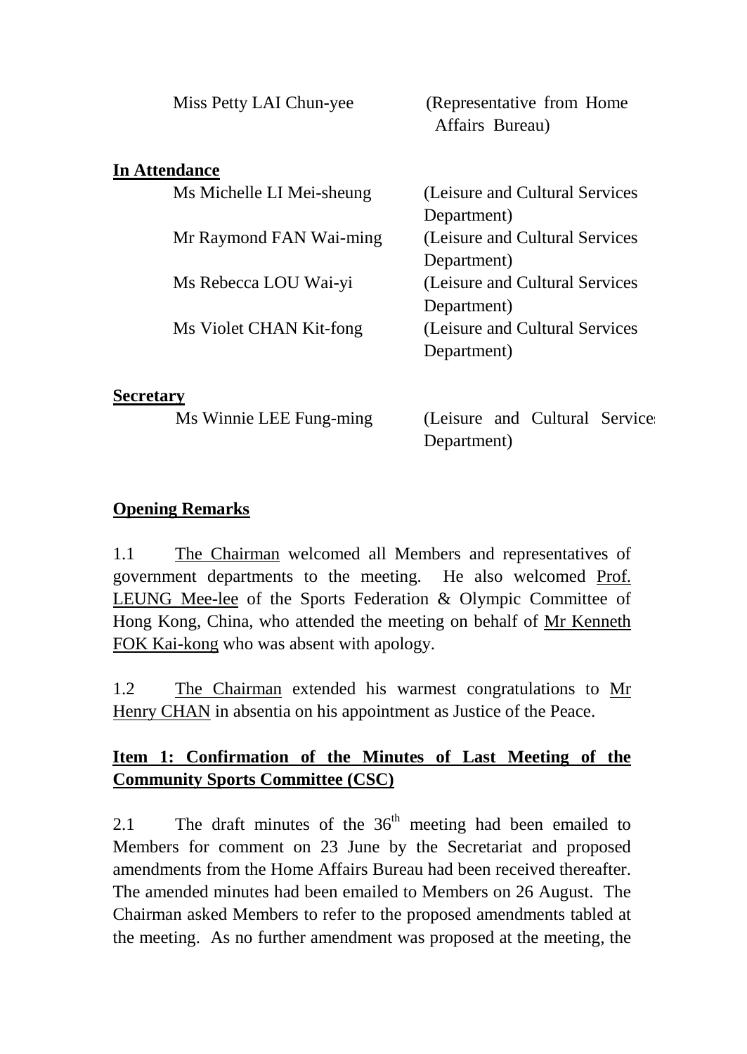| | |
|---|---|
| Miss Petty LAI Chun-yee | (Representative from Home Affairs Bureau) |

**In Attendance**

| | |
|---|---|
| Ms Michelle LI Mei-sheung | (Leisure and Cultural Services Department) |
| Mr Raymond FAN Wai-ming | (Leisure and Cultural Services Department) |
| Ms Rebecca LOU Wai-yi | (Leisure and Cultural Services Department) |
| Ms Violet CHAN Kit-fong | (Leisure and Cultural Services Department) |

**Secretary**

| | |
|---|---|
| Ms Winnie LEE Fung-ming | (Leisure and Cultural Services Department) |

## Opening Remarks

1.1 The Chairman welcomed all Members and representatives of government departments to the meeting. He also welcomed Prof. LEUNG Mee-lee of the Sports Federation & Olympic Committee of Hong Kong, China, who attended the meeting on behalf of Mr Kenneth FOK Kai-kong who was absent with apology.

1.2 The Chairman extended his warmest congratulations to Mr Henry CHAN in absentia on his appointment as Justice of the Peace.

## Item 1: Confirmation of the Minutes of Last Meeting of the Community Sports Committee (CSC)

2.1 The draft minutes of the 36th meeting had been emailed to Members for comment on 23 June by the Secretariat and proposed amendments from the Home Affairs Bureau had been received thereafter. The amended minutes had been emailed to Members on 26 August. The Chairman asked Members to refer to the proposed amendments tabled at the meeting. As no further amendment was proposed at the meeting, the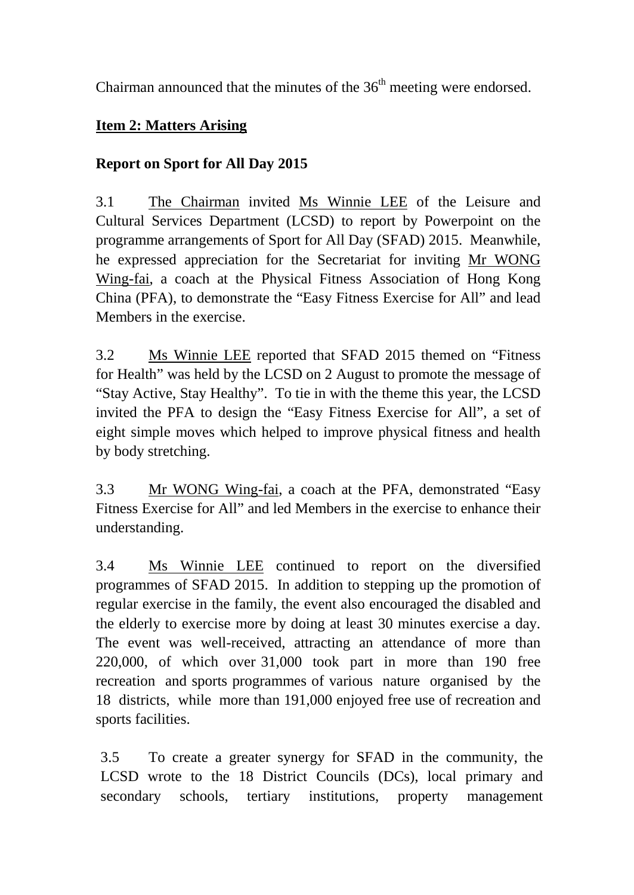Chairman announced that the minutes of the 36th meeting were endorsed.

**Item 2: Matters Arising**

**Report on Sport for All Day 2015**

3.1 The Chairman invited Ms Winnie LEE of the Leisure and Cultural Services Department (LCSD) to report by Powerpoint on the programme arrangements of Sport for All Day (SFAD) 2015. Meanwhile, he expressed appreciation for the Secretariat for inviting Mr WONG Wing-fai, a coach at the Physical Fitness Association of Hong Kong China (PFA), to demonstrate the "Easy Fitness Exercise for All" and lead Members in the exercise.

3.2 Ms Winnie LEE reported that SFAD 2015 themed on "Fitness for Health" was held by the LCSD on 2 August to promote the message of "Stay Active, Stay Healthy". To tie in with the theme this year, the LCSD invited the PFA to design the "Easy Fitness Exercise for All", a set of eight simple moves which helped to improve physical fitness and health by body stretching.

3.3 Mr WONG Wing-fai, a coach at the PFA, demonstrated "Easy Fitness Exercise for All" and led Members in the exercise to enhance their understanding.

3.4 Ms Winnie LEE continued to report on the diversified programmes of SFAD 2015. In addition to stepping up the promotion of regular exercise in the family, the event also encouraged the disabled and the elderly to exercise more by doing at least 30 minutes exercise a day. The event was well-received, attracting an attendance of more than 220,000, of which over 31,000 took part in more than 190 free recreation and sports programmes of various nature organised by the 18 districts, while more than 191,000 enjoyed free use of recreation and sports facilities.

3.5 To create a greater synergy for SFAD in the community, the LCSD wrote to the 18 District Councils (DCs), local primary and secondary schools, tertiary institutions, property management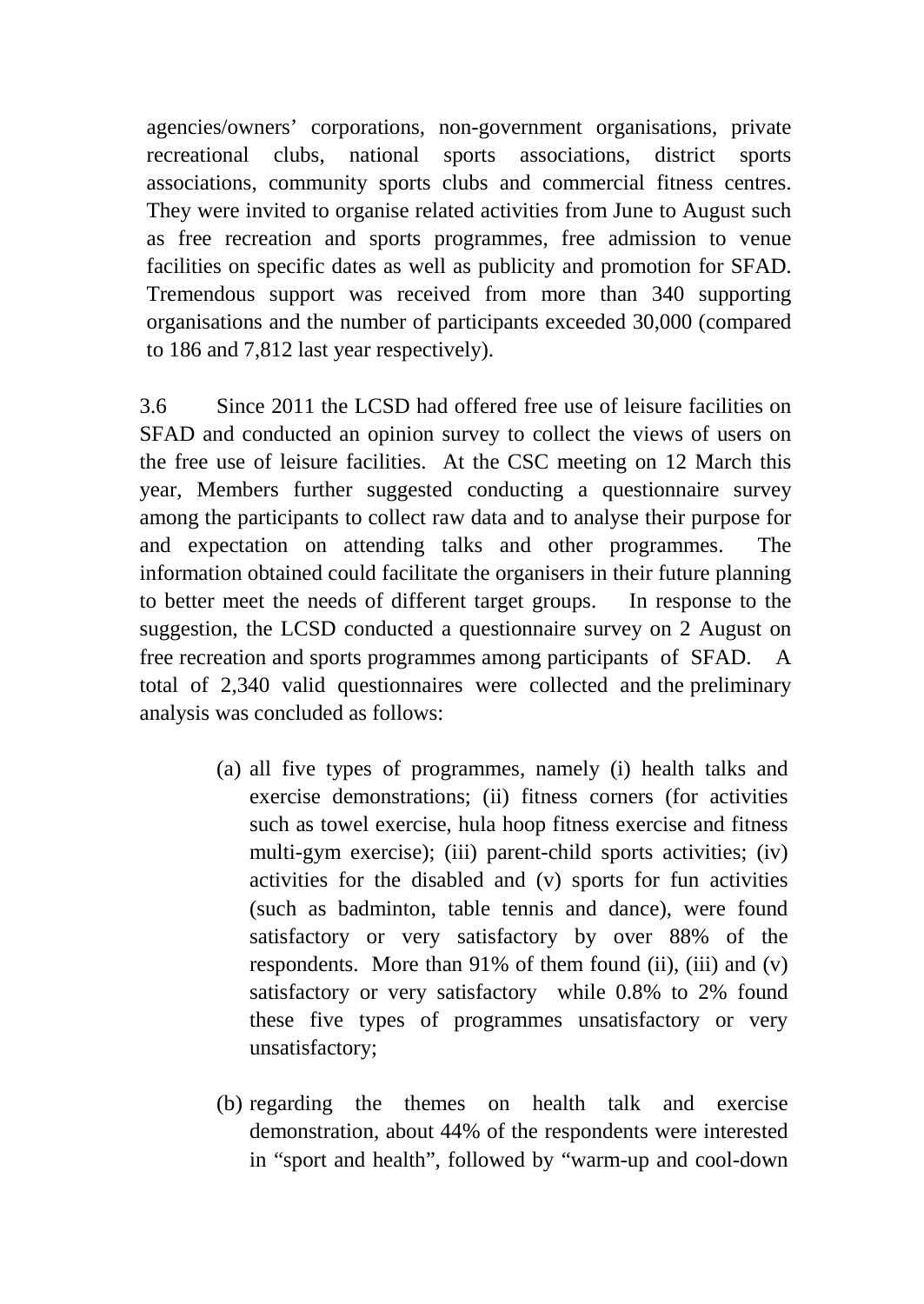agencies/owners' corporations, non-government organisations, private recreational clubs, national sports associations, district sports associations, community sports clubs and commercial fitness centres. They were invited to organise related activities from June to August such as free recreation and sports programmes, free admission to venue facilities on specific dates as well as publicity and promotion for SFAD. Tremendous support was received from more than 340 supporting organisations and the number of participants exceeded 30,000 (compared to 186 and 7,812 last year respectively).

3.6 Since 2011 the LCSD had offered free use of leisure facilities on SFAD and conducted an opinion survey to collect the views of users on the free use of leisure facilities. At the CSC meeting on 12 March this year, Members further suggested conducting a questionnaire survey among the participants to collect raw data and to analyse their purpose for and expectation on attending talks and other programmes. The information obtained could facilitate the organisers in their future planning to better meet the needs of different target groups. In response to the suggestion, the LCSD conducted a questionnaire survey on 2 August on free recreation and sports programmes among participants of SFAD. A total of 2,340 valid questionnaires were collected and the preliminary analysis was concluded as follows:

(a) all five types of programmes, namely (i) health talks and exercise demonstrations; (ii) fitness corners (for activities such as towel exercise, hula hoop fitness exercise and fitness multi-gym exercise); (iii) parent-child sports activities; (iv) activities for the disabled and (v) sports for fun activities (such as badminton, table tennis and dance), were found satisfactory or very satisfactory by over 88% of the respondents. More than 91% of them found (ii), (iii) and (v) satisfactory or very satisfactory while 0.8% to 2% found these five types of programmes unsatisfactory or very unsatisfactory;

(b) regarding the themes on health talk and exercise demonstration, about 44% of the respondents were interested in "sport and health", followed by "warm-up and cool-down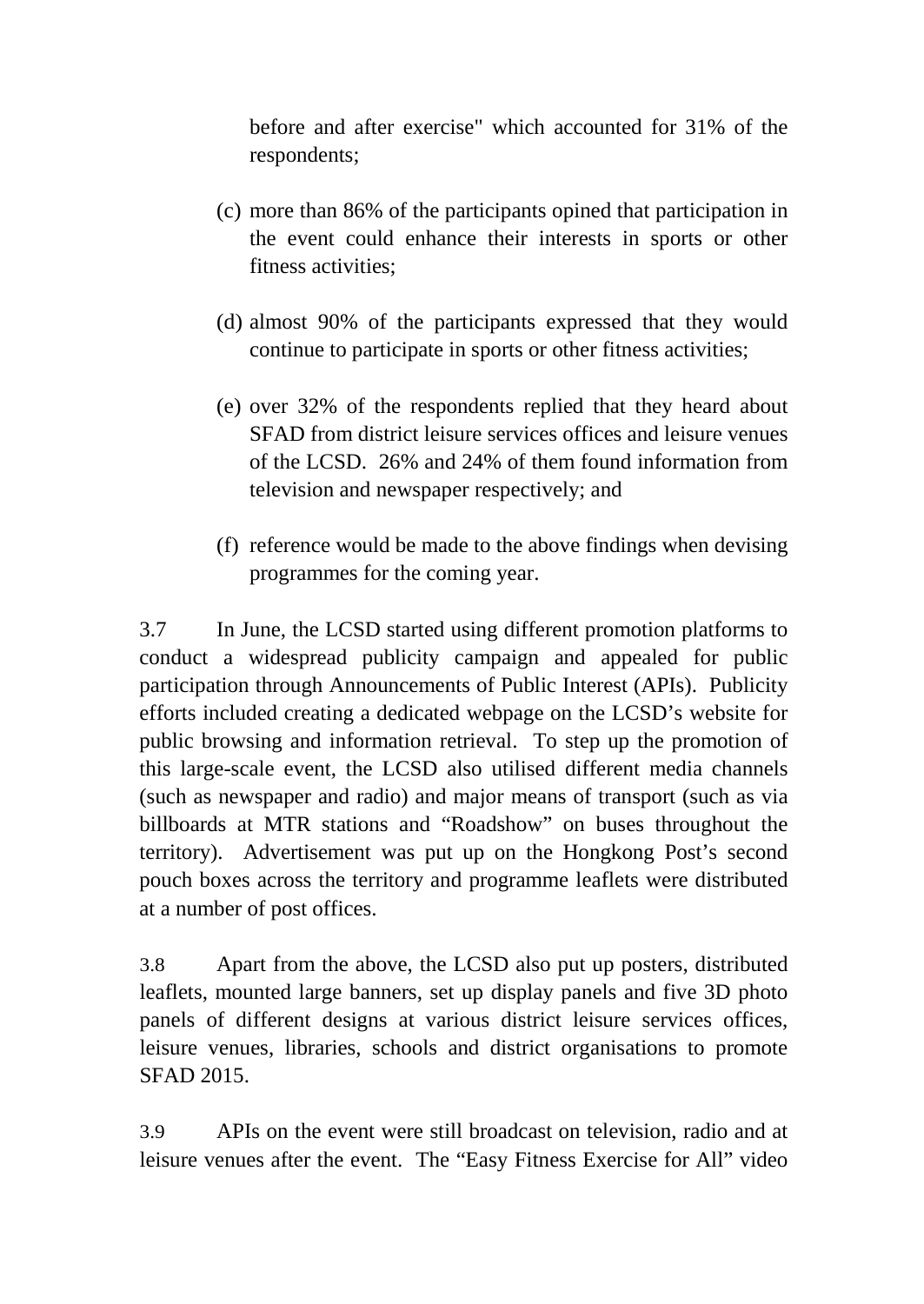before and after exercise" which accounted for 31% of the respondents;

(c) more than 86% of the participants opined that participation in the event could enhance their interests in sports or other fitness activities;

(d) almost 90% of the participants expressed that they would continue to participate in sports or other fitness activities;

(e) over 32% of the respondents replied that they heard about SFAD from district leisure services offices and leisure venues of the LCSD. 26% and 24% of them found information from television and newspaper respectively; and

(f) reference would be made to the above findings when devising programmes for the coming year.

3.7 In June, the LCSD started using different promotion platforms to conduct a widespread publicity campaign and appealed for public participation through Announcements of Public Interest (APIs). Publicity efforts included creating a dedicated webpage on the LCSD's website for public browsing and information retrieval. To step up the promotion of this large-scale event, the LCSD also utilised different media channels (such as newspaper and radio) and major means of transport (such as via billboards at MTR stations and "Roadshow" on buses throughout the territory). Advertisement was put up on the Hongkong Post's second pouch boxes across the territory and programme leaflets were distributed at a number of post offices.

3.8 Apart from the above, the LCSD also put up posters, distributed leaflets, mounted large banners, set up display panels and five 3D photo panels of different designs at various district leisure services offices, leisure venues, libraries, schools and district organisations to promote SFAD 2015.

3.9 APIs on the event were still broadcast on television, radio and at leisure venues after the event. The "Easy Fitness Exercise for All" video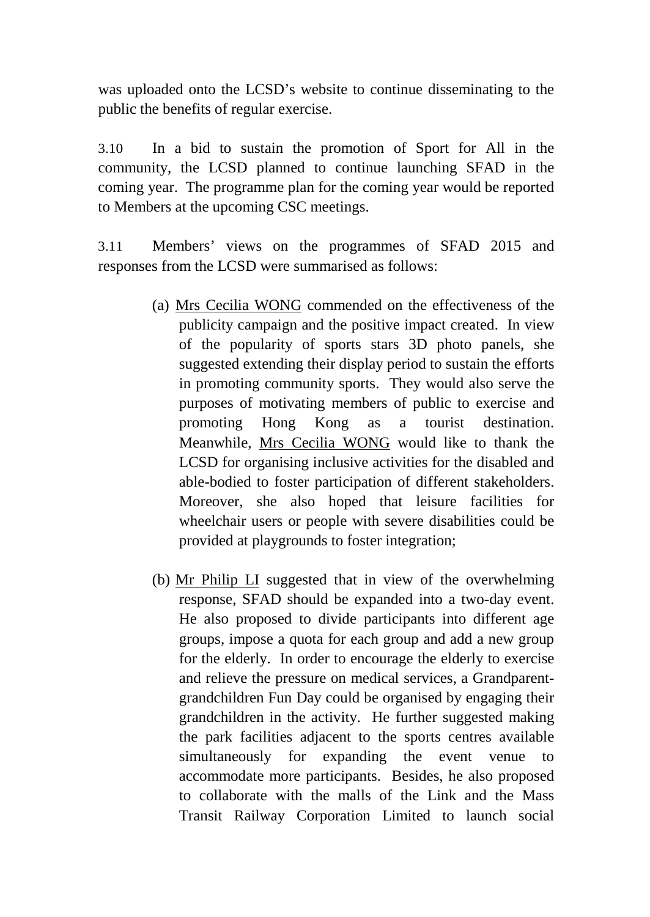was uploaded onto the LCSD's website to continue disseminating to the public the benefits of regular exercise.

3.10 In a bid to sustain the promotion of Sport for All in the community, the LCSD planned to continue launching SFAD in the coming year. The programme plan for the coming year would be reported to Members at the upcoming CSC meetings.

3.11 Members' views on the programmes of SFAD 2015 and responses from the LCSD were summarised as follows:

(a) Mrs Cecilia WONG commended on the effectiveness of the publicity campaign and the positive impact created. In view of the popularity of sports stars 3D photo panels, she suggested extending their display period to sustain the efforts in promoting community sports. They would also serve the purposes of motivating members of public to exercise and promoting Hong Kong as a tourist destination. Meanwhile, Mrs Cecilia WONG would like to thank the LCSD for organising inclusive activities for the disabled and able-bodied to foster participation of different stakeholders. Moreover, she also hoped that leisure facilities for wheelchair users or people with severe disabilities could be provided at playgrounds to foster integration;

(b) Mr Philip LI suggested that in view of the overwhelming response, SFAD should be expanded into a two-day event. He also proposed to divide participants into different age groups, impose a quota for each group and add a new group for the elderly. In order to encourage the elderly to exercise and relieve the pressure on medical services, a Grandparent-grandchildren Fun Day could be organised by engaging their grandchildren in the activity. He further suggested making the park facilities adjacent to the sports centres available simultaneously for expanding the event venue to accommodate more participants. Besides, he also proposed to collaborate with the malls of the Link and the Mass Transit Railway Corporation Limited to launch social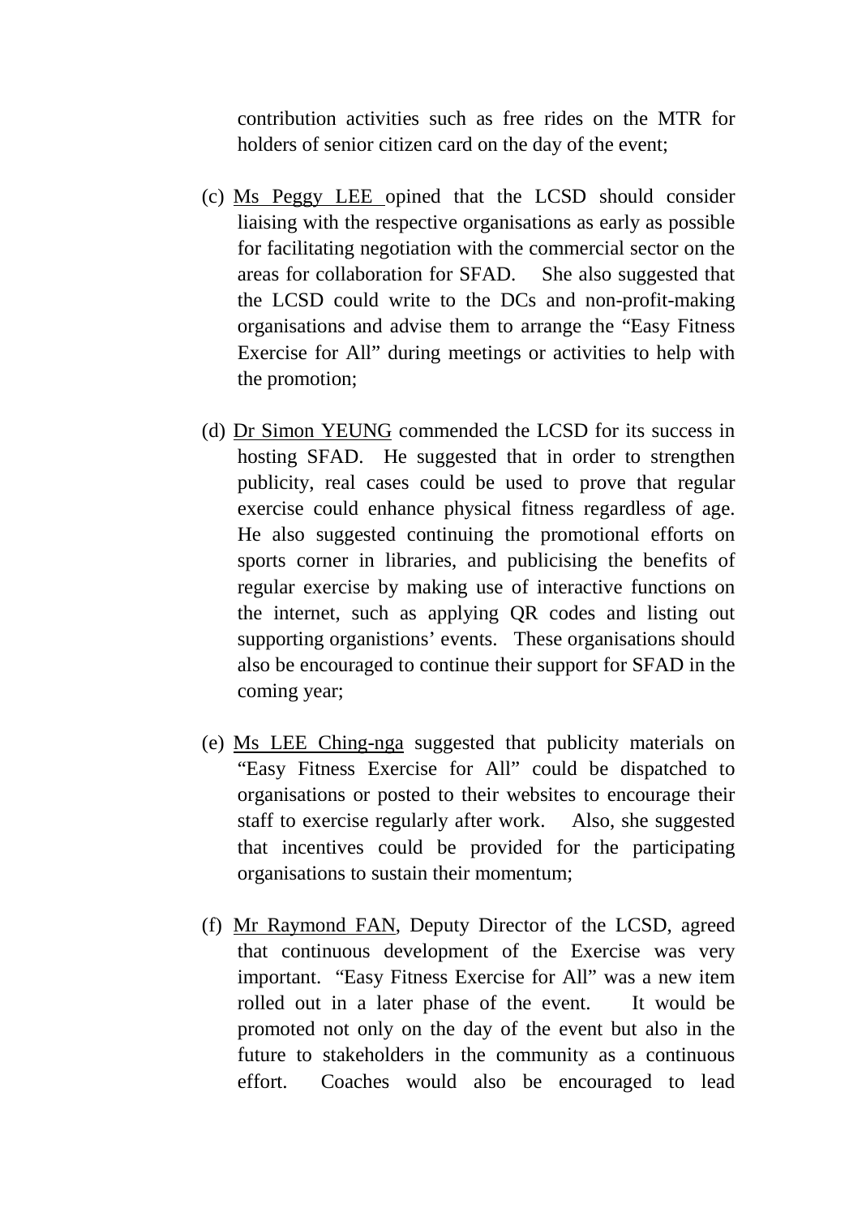contribution activities such as free rides on the MTR for holders of senior citizen card on the day of the event;

(c) Ms Peggy LEE opined that the LCSD should consider liaising with the respective organisations as early as possible for facilitating negotiation with the commercial sector on the areas for collaboration for SFAD. She also suggested that the LCSD could write to the DCs and non-profit-making organisations and advise them to arrange the "Easy Fitness Exercise for All" during meetings or activities to help with the promotion;

(d) Dr Simon YEUNG commended the LCSD for its success in hosting SFAD. He suggested that in order to strengthen publicity, real cases could be used to prove that regular exercise could enhance physical fitness regardless of age. He also suggested continuing the promotional efforts on sports corner in libraries, and publicising the benefits of regular exercise by making use of interactive functions on the internet, such as applying QR codes and listing out supporting organistions' events. These organisations should also be encouraged to continue their support for SFAD in the coming year;

(e) Ms LEE Ching-nga suggested that publicity materials on "Easy Fitness Exercise for All" could be dispatched to organisations or posted to their websites to encourage their staff to exercise regularly after work. Also, she suggested that incentives could be provided for the participating organisations to sustain their momentum;

(f) Mr Raymond FAN, Deputy Director of the LCSD, agreed that continuous development of the Exercise was very important. "Easy Fitness Exercise for All" was a new item rolled out in a later phase of the event. It would be promoted not only on the day of the event but also in the future to stakeholders in the community as a continuous effort. Coaches would also be encouraged to lead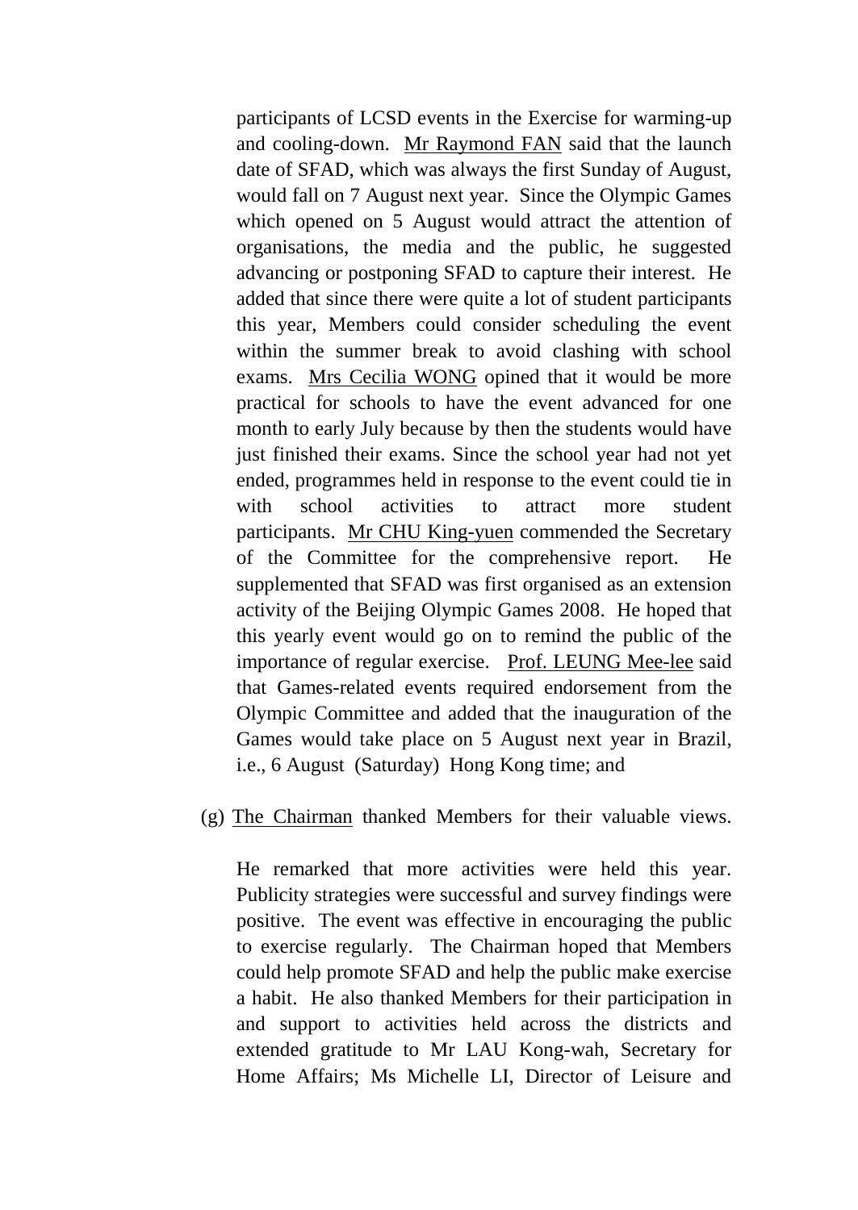participants of LCSD events in the Exercise for warming-up and cooling-down. Mr Raymond FAN said that the launch date of SFAD, which was always the first Sunday of August, would fall on 7 August next year. Since the Olympic Games which opened on 5 August would attract the attention of organisations, the media and the public, he suggested advancing or postponing SFAD to capture their interest. He added that since there were quite a lot of student participants this year, Members could consider scheduling the event within the summer break to avoid clashing with school exams. Mrs Cecilia WONG opined that it would be more practical for schools to have the event advanced for one month to early July because by then the students would have just finished their exams. Since the school year had not yet ended, programmes held in response to the event could tie in with school activities to attract more student participants. Mr CHU King-yuen commended the Secretary of the Committee for the comprehensive report. He supplemented that SFAD was first organised as an extension activity of the Beijing Olympic Games 2008. He hoped that this yearly event would go on to remind the public of the importance of regular exercise. Prof. LEUNG Mee-lee said that Games-related events required endorsement from the Olympic Committee and added that the inauguration of the Games would take place on 5 August next year in Brazil, i.e., 6 August (Saturday) Hong Kong time; and

(g) The Chairman thanked Members for their valuable views.

He remarked that more activities were held this year. Publicity strategies were successful and survey findings were positive. The event was effective in encouraging the public to exercise regularly. The Chairman hoped that Members could help promote SFAD and help the public make exercise a habit. He also thanked Members for their participation in and support to activities held across the districts and extended gratitude to Mr LAU Kong-wah, Secretary for Home Affairs; Ms Michelle LI, Director of Leisure and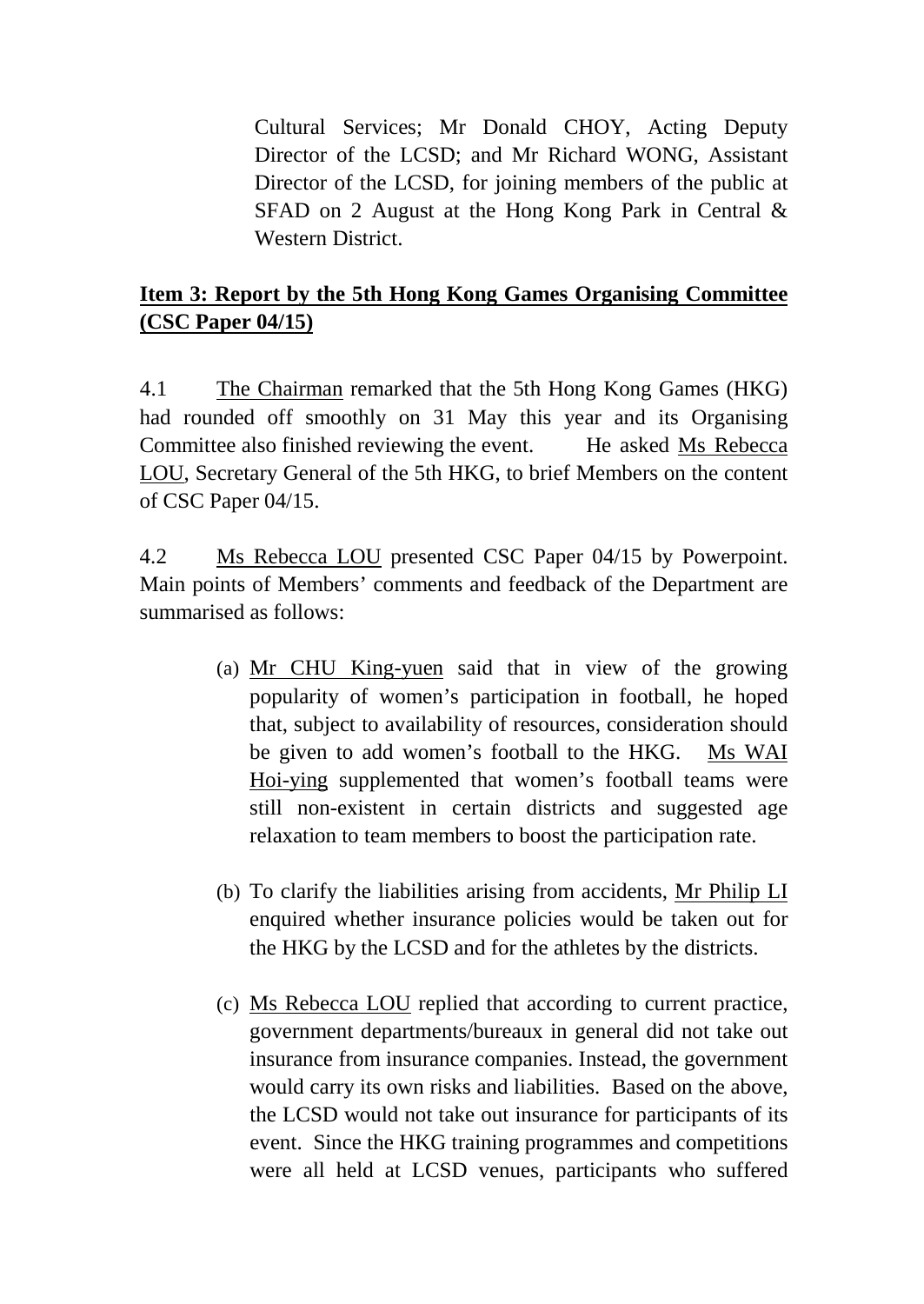Cultural Services; Mr Donald CHOY, Acting Deputy Director of the LCSD; and Mr Richard WONG, Assistant Director of the LCSD, for joining members of the public at SFAD on 2 August at the Hong Kong Park in Central & Western District.

**Item 3: Report by the 5th Hong Kong Games Organising Committee (CSC Paper 04/15)**

4.1 The Chairman remarked that the 5th Hong Kong Games (HKG) had rounded off smoothly on 31 May this year and its Organising Committee also finished reviewing the event. He asked Ms Rebecca LOU, Secretary General of the 5th HKG, to brief Members on the content of CSC Paper 04/15.

4.2 Ms Rebecca LOU presented CSC Paper 04/15 by Powerpoint. Main points of Members' comments and feedback of the Department are summarised as follows:

(a) Mr CHU King-yuen said that in view of the growing popularity of women's participation in football, he hoped that, subject to availability of resources, consideration should be given to add women's football to the HKG. Ms WAI Hoi-ying supplemented that women's football teams were still non-existent in certain districts and suggested age relaxation to team members to boost the participation rate.

(b) To clarify the liabilities arising from accidents, Mr Philip LI enquired whether insurance policies would be taken out for the HKG by the LCSD and for the athletes by the districts.

(c) Ms Rebecca LOU replied that according to current practice, government departments/bureaux in general did not take out insurance from insurance companies. Instead, the government would carry its own risks and liabilities. Based on the above, the LCSD would not take out insurance for participants of its event. Since the HKG training programmes and competitions were all held at LCSD venues, participants who suffered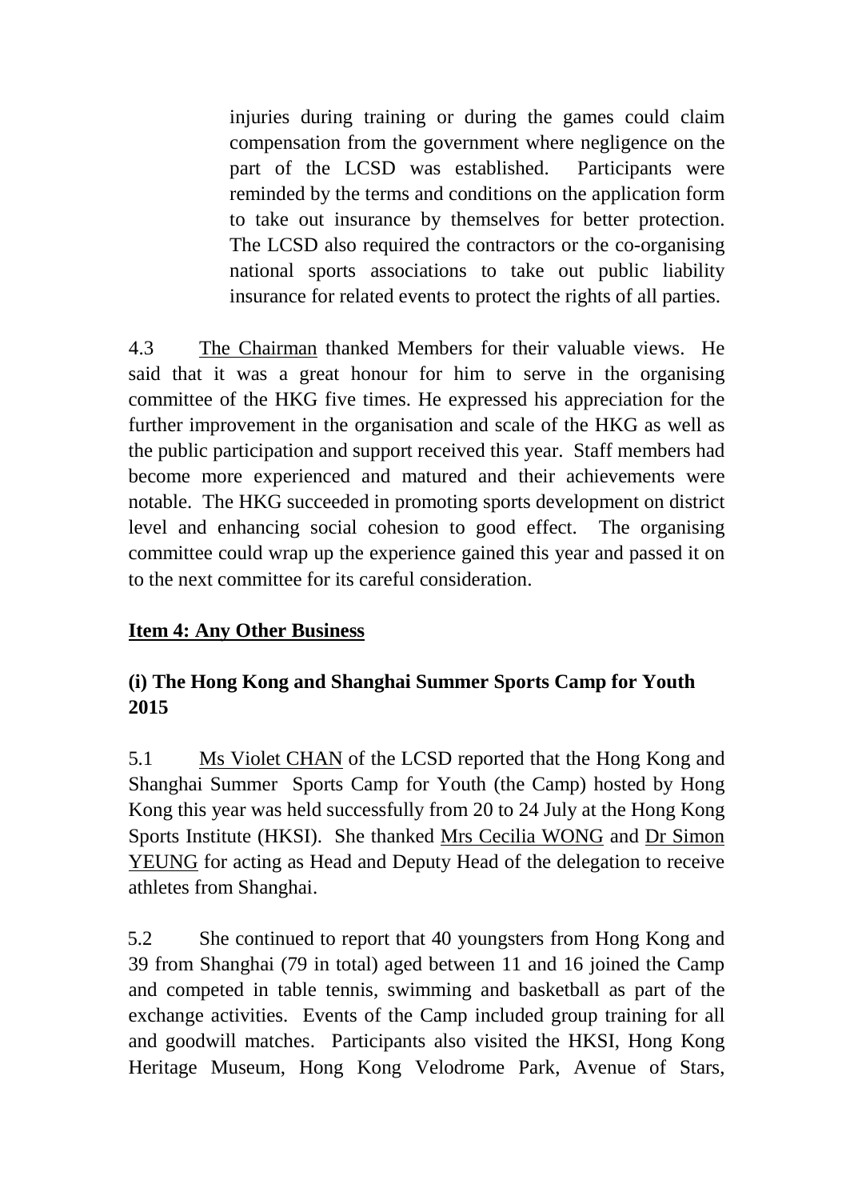injuries during training or during the games could claim compensation from the government where negligence on the part of the LCSD was established. Participants were reminded by the terms and conditions on the application form to take out insurance by themselves for better protection. The LCSD also required the contractors or the co-organising national sports associations to take out public liability insurance for related events to protect the rights of all parties.

4.3 The Chairman thanked Members for their valuable views. He said that it was a great honour for him to serve in the organising committee of the HKG five times. He expressed his appreciation for the further improvement in the organisation and scale of the HKG as well as the public participation and support received this year. Staff members had become more experienced and matured and their achievements were notable. The HKG succeeded in promoting sports development on district level and enhancing social cohesion to good effect. The organising committee could wrap up the experience gained this year and passed it on to the next committee for its careful consideration.

**Item 4: Any Other Business**

**(i) The Hong Kong and Shanghai Summer Sports Camp for Youth 2015**

5.1 Ms Violet CHAN of the LCSD reported that the Hong Kong and Shanghai Summer Sports Camp for Youth (the Camp) hosted by Hong Kong this year was held successfully from 20 to 24 July at the Hong Kong Sports Institute (HKSI). She thanked Mrs Cecilia WONG and Dr Simon YEUNG for acting as Head and Deputy Head of the delegation to receive athletes from Shanghai.

5.2 She continued to report that 40 youngsters from Hong Kong and 39 from Shanghai (79 in total) aged between 11 and 16 joined the Camp and competed in table tennis, swimming and basketball as part of the exchange activities. Events of the Camp included group training for all and goodwill matches. Participants also visited the HKSI, Hong Kong Heritage Museum, Hong Kong Velodrome Park, Avenue of Stars,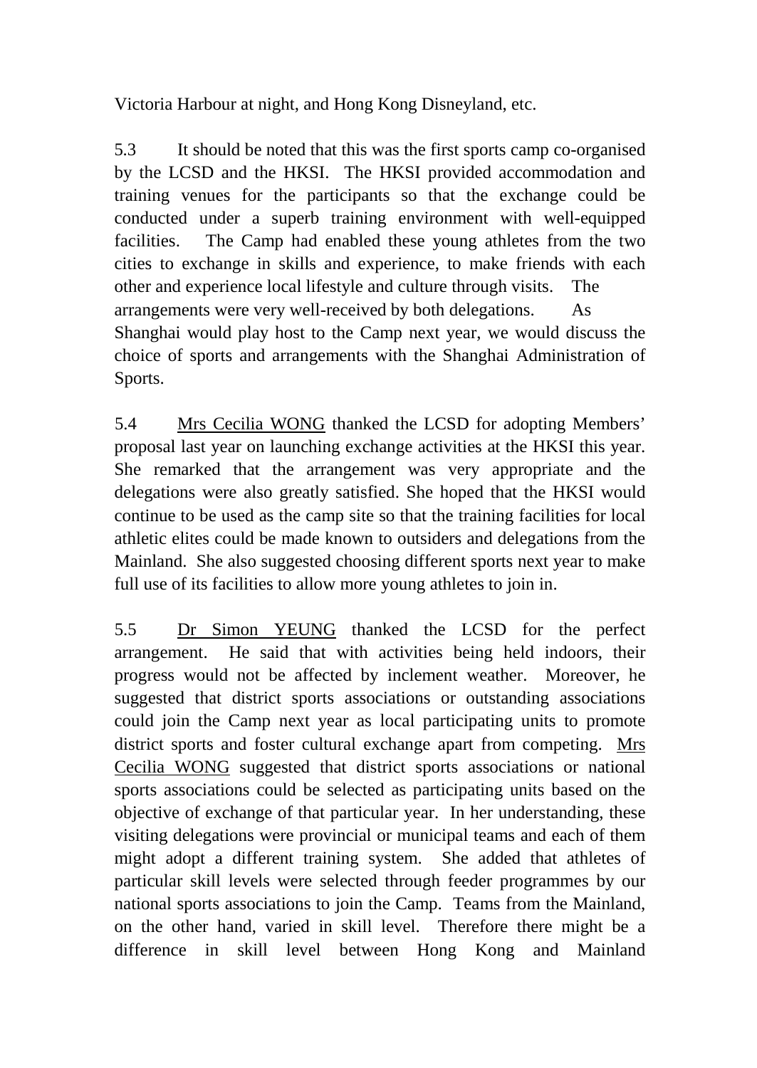Victoria Harbour at night, and Hong Kong Disneyland, etc.

5.3 It should be noted that this was the first sports camp co-organised by the LCSD and the HKSI. The HKSI provided accommodation and training venues for the participants so that the exchange could be conducted under a superb training environment with well-equipped facilities. The Camp had enabled these young athletes from the two cities to exchange in skills and experience, to make friends with each other and experience local lifestyle and culture through visits. The arrangements were very well-received by both delegations. As Shanghai would play host to the Camp next year, we would discuss the choice of sports and arrangements with the Shanghai Administration of Sports.

5.4 Mrs Cecilia WONG thanked the LCSD for adopting Members' proposal last year on launching exchange activities at the HKSI this year. She remarked that the arrangement was very appropriate and the delegations were also greatly satisfied. She hoped that the HKSI would continue to be used as the camp site so that the training facilities for local athletic elites could be made known to outsiders and delegations from the Mainland. She also suggested choosing different sports next year to make full use of its facilities to allow more young athletes to join in.

5.5 Dr Simon YEUNG thanked the LCSD for the perfect arrangement. He said that with activities being held indoors, their progress would not be affected by inclement weather. Moreover, he suggested that district sports associations or outstanding associations could join the Camp next year as local participating units to promote district sports and foster cultural exchange apart from competing. Mrs Cecilia WONG suggested that district sports associations or national sports associations could be selected as participating units based on the objective of exchange of that particular year. In her understanding, these visiting delegations were provincial or municipal teams and each of them might adopt a different training system. She added that athletes of particular skill levels were selected through feeder programmes by our national sports associations to join the Camp. Teams from the Mainland, on the other hand, varied in skill level. Therefore there might be a difference in skill level between Hong Kong and Mainland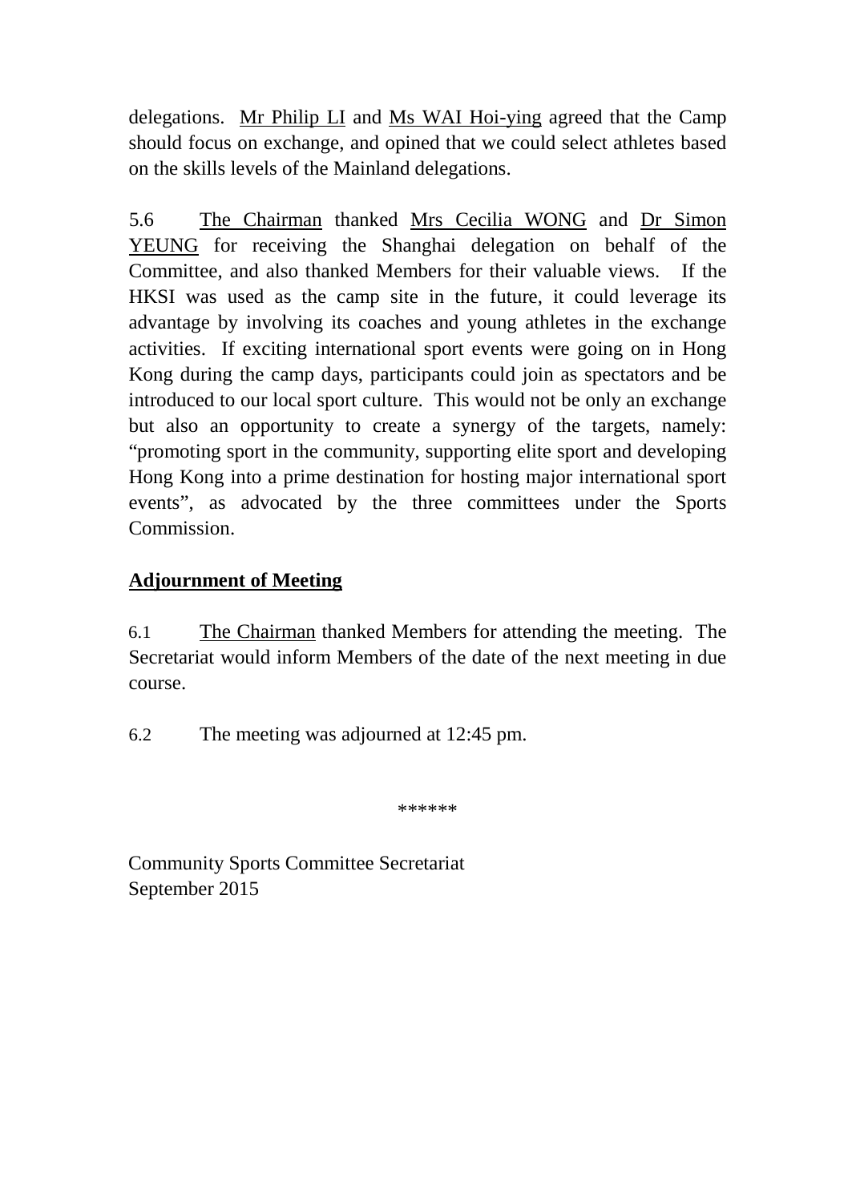delegations. Mr Philip LI and Ms WAI Hoi-ying agreed that the Camp should focus on exchange, and opined that we could select athletes based on the skills levels of the Mainland delegations.

5.6 The Chairman thanked Mrs Cecilia WONG and Dr Simon YEUNG for receiving the Shanghai delegation on behalf of the Committee, and also thanked Members for their valuable views. If the HKSI was used as the camp site in the future, it could leverage its advantage by involving its coaches and young athletes in the exchange activities. If exciting international sport events were going on in Hong Kong during the camp days, participants could join as spectators and be introduced to our local sport culture. This would not be only an exchange but also an opportunity to create a synergy of the targets, namely: "promoting sport in the community, supporting elite sport and developing Hong Kong into a prime destination for hosting major international sport events", as advocated by the three committees under the Sports Commission.

**Adjournment of Meeting**

6.1 The Chairman thanked Members for attending the meeting. The Secretariat would inform Members of the date of the next meeting in due course.

6.2 The meeting was adjourned at 12:45 pm.

******

Community Sports Committee Secretariat
September 2015